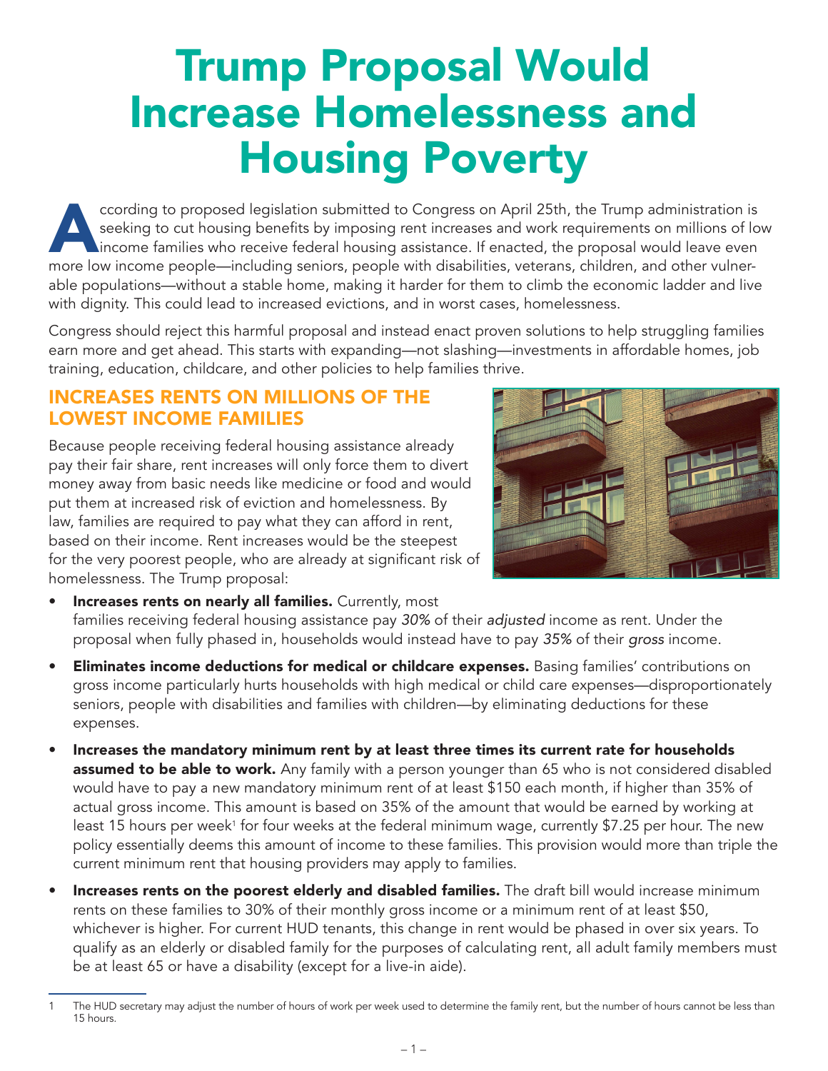# Trump Proposal Would Increase Homelessness and Housing Poverty

According to proposed legislation submitted to Congress on April 25th, the Trump administration is seeking to cut housing benefits by imposing rent increases and work requirements on millions of low income families who receive federal housing assistance. If enacted, the proposal would leave even more low income people—including seniors, people with disabilities, veterans, children, and other vulnerable populations—without a stable home, making it harder for them to climb the economic ladder and live with dignity. This could lead to increased evictions, and in worst cases, homelessness.

Congress should reject this harmful proposal and instead enact proven solutions to help struggling families earn more and get ahead. This starts with expanding—not slashing—investments in affordable homes, job training, education, childcare, and other policies to help families thrive.

## INCREASES RENTS ON MILLIONS OF THE LOWEST INCOME FAMILIES

Because people receiving federal housing assistance already pay their fair share, rent increases will only force them to divert money away from basic needs like medicine or food and would put them at increased risk of eviction and homelessness. By law, families are required to pay what they can afford in rent, based on their income. Rent increases would be the steepest for the very poorest people, who are already at significant risk of homelessness. The Trump proposal:

- **Increases rents on nearly all families.** Currently, most families receiving federal housing assistance pay *30%* of their *adjusted* income as rent. Under the proposal when fully phased in, households would instead have to pay *35%* of their *gross* income.
- **Eliminates income deductions for medical or childcare expenses.** Basing families' contributions on gross income particularly hurts households with high medical or child care expenses—disproportionately seniors, people with disabilities and families with children—by eliminating deductions for these expenses.
- **Increases the mandatory minimum rent by at least three times its current rate for households assumed to be able to work.** Any family with a person younger than 65 who is not considered disabled would have to pay a new mandatory minimum rent of at least $150 each month, if higher than 35% of actual gross income. This amount is based on 35% of the amount that would be earned by working at least 15 hours per week[1] for four weeks at the federal minimum wage, currently $7.25 per hour. The new policy essentially deems this amount of income to these families. This provision would more than triple the current minimum rent that housing providers may apply to families.
- **Increases rents on the poorest elderly and disabled families.** The draft bill would increase minimum rents on these families to 30% of their monthly gross income or a minimum rent of at least $50, whichever is higher. For current HUD tenants, this change in rent would be phased in over six years. To qualify as an elderly or disabled family for the purposes of calculating rent, all adult family members must be at least 65 or have a disability (except for a live-in aide).

---

[1] The HUD secretary may adjust the number of hours of work per week used to determine the family rent, but the number of hours cannot be less than 15 hours.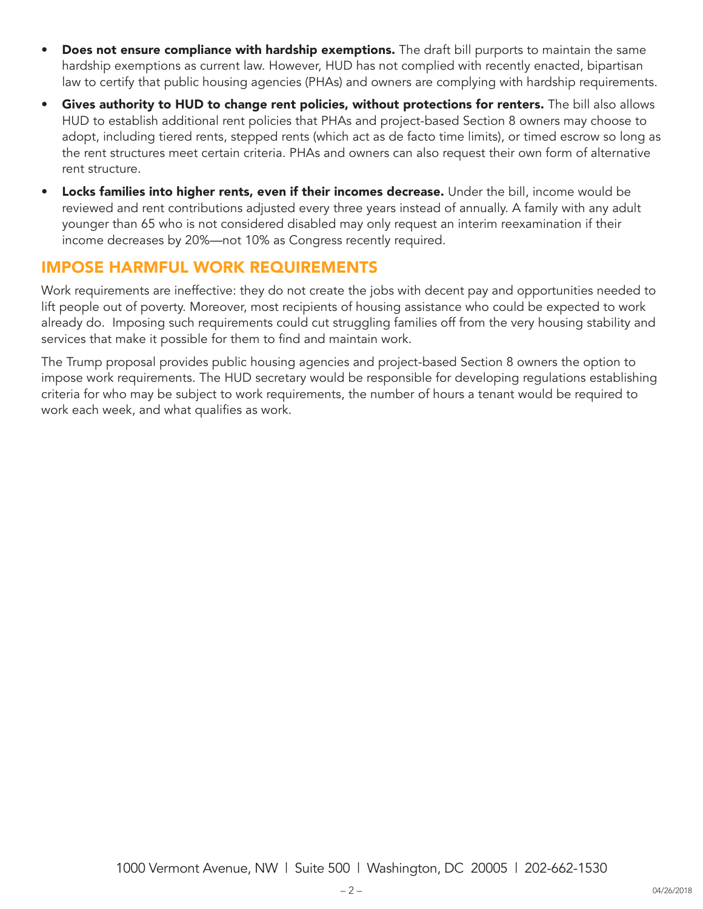- **Does not ensure compliance with hardship exemptions.** The draft bill purports to maintain the same hardship exemptions as current law. However, HUD has not complied with recently enacted, bipartisan law to certify that public housing agencies (PHAs) and owners are complying with hardship requirements.
- **Gives authority to HUD to change rent policies, without protections for renters.** The bill also allows HUD to establish additional rent policies that PHAs and project-based Section 8 owners may choose to adopt, including tiered rents, stepped rents (which act as de facto time limits), or timed escrow so long as the rent structures meet certain criteria. PHAs and owners can also request their own form of alternative rent structure.
- **Locks families into higher rents, even if their incomes decrease.** Under the bill, income would be reviewed and rent contributions adjusted every three years instead of annually. A family with any adult younger than 65 who is not considered disabled may only request an interim reexamination if their income decreases by 20%—not 10% as Congress recently required.

## IMPOSE HARMFUL WORK REQUIREMENTS

Work requirements are ineffective: they do not create the jobs with decent pay and opportunities needed to lift people out of poverty. Moreover, most recipients of housing assistance who could be expected to work already do. Imposing such requirements could cut struggling families off from the very housing stability and services that make it possible for them to find and maintain work.

The Trump proposal provides public housing agencies and project-based Section 8 owners the option to impose work requirements. The HUD secretary would be responsible for developing regulations establishing criteria for who may be subject to work requirements, the number of hours a tenant would be required to work each week, and what qualifies as work.

1000 Vermont Avenue, NW | Suite 500 | Washington, DC 20005 | 202-662-1530

04/26/2018